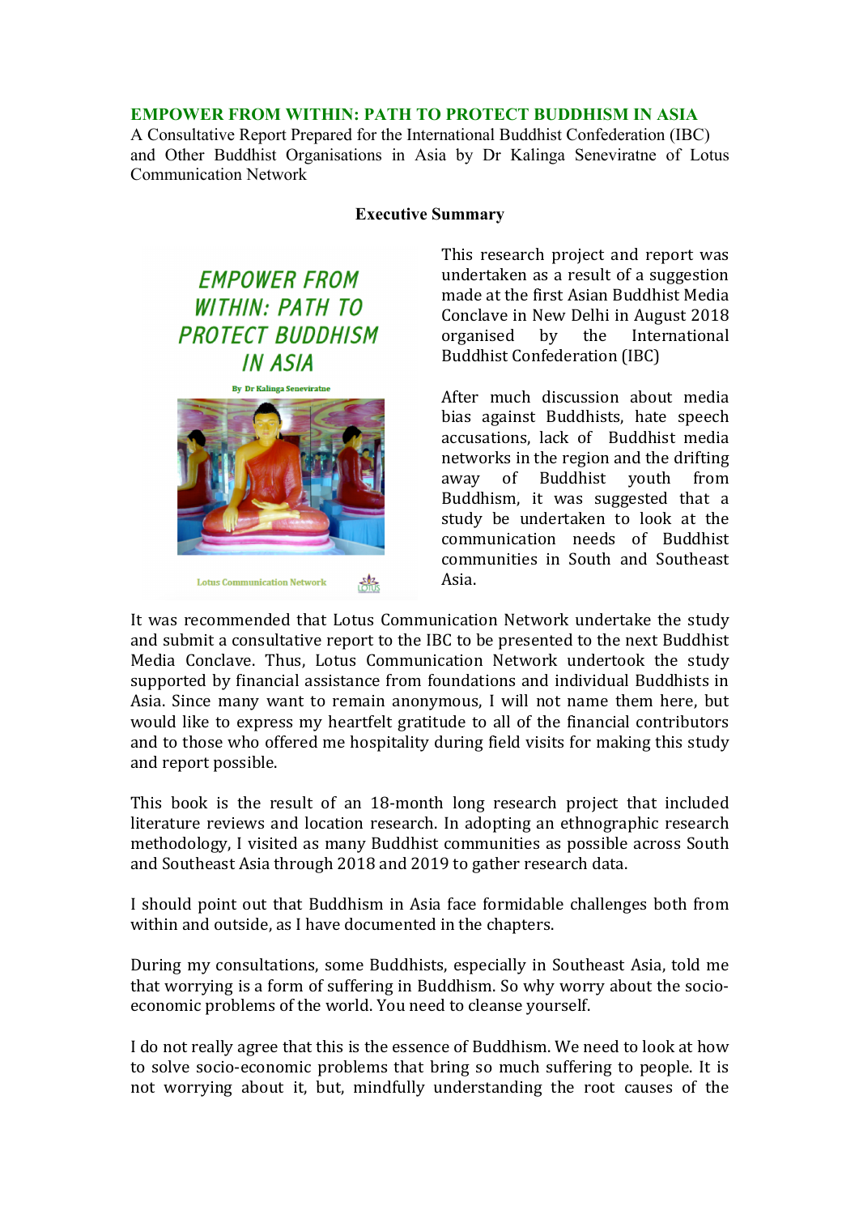# EMPOWER FROM WITHIN: PATH TO PROTECT BUDDHISM IN ASIA

A Consultative Report Prepared for the International Buddhist Confederation (IBC) and Other Buddhist Organisations in Asia by Dr Kalinga Seneviratne of Lotus Communication Network

## Executive Summary

This research project and report was undertaken as a result of a suggestion made at the first Asian Buddhist Media Conclave in New Delhi in August 2018 organised by the International Buddhist Confederation (IBC)

After much discussion about media bias against Buddhists, hate speech accusations, lack of Buddhist media networks in the region and the drifting away of Buddhist youth from Buddhism, it was suggested that a study be undertaken to look at the communication needs of Buddhist communities in South and Southeast Asia.

It was recommended that Lotus Communication Network undertake the study and submit a consultative report to the IBC to be presented to the next Buddhist Media Conclave. Thus, Lotus Communication Network undertook the study supported by financial assistance from foundations and individual Buddhists in Asia. Since many want to remain anonymous, I will not name them here, but would like to express my heartfelt gratitude to all of the financial contributors and to those who offered me hospitality during field visits for making this study and report possible.

This book is the result of an 18-month long research project that included literature reviews and location research. In adopting an ethnographic research methodology, I visited as many Buddhist communities as possible across South and Southeast Asia through 2018 and 2019 to gather research data.

I should point out that Buddhism in Asia face formidable challenges both from within and outside, as I have documented in the chapters.

During my consultations, some Buddhists, especially in Southeast Asia, told me that worrying is a form of suffering in Buddhism. So why worry about the socio-economic problems of the world. You need to cleanse yourself.

I do not really agree that this is the essence of Buddhism. We need to look at how to solve socio-economic problems that bring so much suffering to people. It is not worrying about it, but, mindfully understanding the root causes of the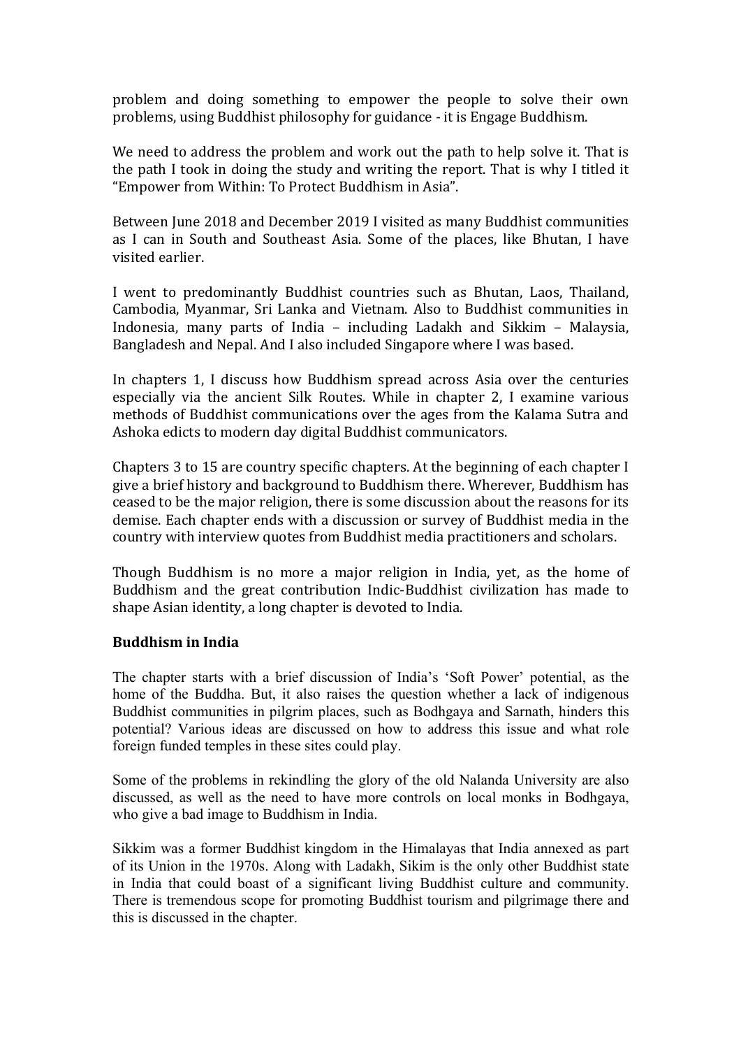problem and doing something to empower the people to solve their own problems, using Buddhist philosophy for guidance - it is Engage Buddhism.

We need to address the problem and work out the path to help solve it. That is the path I took in doing the study and writing the report. That is why I titled it "Empower from Within: To Protect Buddhism in Asia".

Between June 2018 and December 2019 I visited as many Buddhist communities as I can in South and Southeast Asia. Some of the places, like Bhutan, I have visited earlier.

I went to predominantly Buddhist countries such as Bhutan, Laos, Thailand, Cambodia, Myanmar, Sri Lanka and Vietnam. Also to Buddhist communities in Indonesia, many parts of India – including Ladakh and Sikkim – Malaysia, Bangladesh and Nepal. And I also included Singapore where I was based.

In chapters 1, I discuss how Buddhism spread across Asia over the centuries especially via the ancient Silk Routes. While in chapter 2, I examine various methods of Buddhist communications over the ages from the Kalama Sutra and Ashoka edicts to modern day digital Buddhist communicators.

Chapters 3 to 15 are country specific chapters. At the beginning of each chapter I give a brief history and background to Buddhism there. Wherever, Buddhism has ceased to be the major religion, there is some discussion about the reasons for its demise. Each chapter ends with a discussion or survey of Buddhist media in the country with interview quotes from Buddhist media practitioners and scholars.

Though Buddhism is no more a major religion in India, yet, as the home of Buddhism and the great contribution Indic-Buddhist civilization has made to shape Asian identity, a long chapter is devoted to India.

**Buddhism in India**

The chapter starts with a brief discussion of India's 'Soft Power' potential, as the home of the Buddha. But, it also raises the question whether a lack of indigenous Buddhist communities in pilgrim places, such as Bodhgaya and Sarnath, hinders this potential? Various ideas are discussed on how to address this issue and what role foreign funded temples in these sites could play.

Some of the problems in rekindling the glory of the old Nalanda University are also discussed, as well as the need to have more controls on local monks in Bodhgaya, who give a bad image to Buddhism in India.

Sikkim was a former Buddhist kingdom in the Himalayas that India annexed as part of its Union in the 1970s. Along with Ladakh, Sikim is the only other Buddhist state in India that could boast of a significant living Buddhist culture and community. There is tremendous scope for promoting Buddhist tourism and pilgrimage there and this is discussed in the chapter.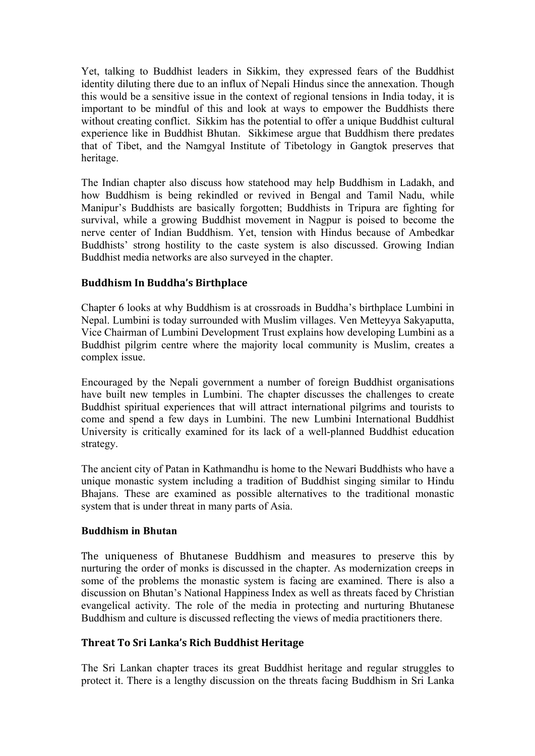Yet, talking to Buddhist leaders in Sikkim, they expressed fears of the Buddhist identity diluting there due to an influx of Nepali Hindus since the annexation. Though this would be a sensitive issue in the context of regional tensions in India today, it is important to be mindful of this and look at ways to empower the Buddhists there without creating conflict. Sikkim has the potential to offer a unique Buddhist cultural experience like in Buddhist Bhutan. Sikkimese argue that Buddhism there predates that of Tibet, and the Namgyal Institute of Tibetology in Gangtok preserves that heritage.

The Indian chapter also discuss how statehood may help Buddhism in Ladakh, and how Buddhism is being rekindled or revived in Bengal and Tamil Nadu, while Manipur's Buddhists are basically forgotten; Buddhists in Tripura are fighting for survival, while a growing Buddhist movement in Nagpur is poised to become the nerve center of Indian Buddhism. Yet, tension with Hindus because of Ambedkar Buddhists' strong hostility to the caste system is also discussed. Growing Indian Buddhist media networks are also surveyed in the chapter.

### Buddhism In Buddha's Birthplace

Chapter 6 looks at why Buddhism is at crossroads in Buddha's birthplace Lumbini in Nepal. Lumbini is today surrounded with Muslim villages. Ven Metteyya Sakyaputta, Vice Chairman of Lumbini Development Trust explains how developing Lumbini as a Buddhist pilgrim centre where the majority local community is Muslim, creates a complex issue.

Encouraged by the Nepali government a number of foreign Buddhist organisations have built new temples in Lumbini. The chapter discusses the challenges to create Buddhist spiritual experiences that will attract international pilgrims and tourists to come and spend a few days in Lumbini. The new Lumbini International Buddhist University is critically examined for its lack of a well-planned Buddhist education strategy.

The ancient city of Patan in Kathmandhu is home to the Newari Buddhists who have a unique monastic system including a tradition of Buddhist singing similar to Hindu Bhajans. These are examined as possible alternatives to the traditional monastic system that is under threat in many parts of Asia.

### Buddhism in Bhutan

The uniqueness of Bhutanese Buddhism and measures to preserve this by nurturing the order of monks is discussed in the chapter. As modernization creeps in some of the problems the monastic system is facing are examined. There is also a discussion on Bhutan's National Happiness Index as well as threats faced by Christian evangelical activity. The role of the media in protecting and nurturing Bhutanese Buddhism and culture is discussed reflecting the views of media practitioners there.

### Threat To Sri Lanka's Rich Buddhist Heritage

The Sri Lankan chapter traces its great Buddhist heritage and regular struggles to protect it. There is a lengthy discussion on the threats facing Buddhism in Sri Lanka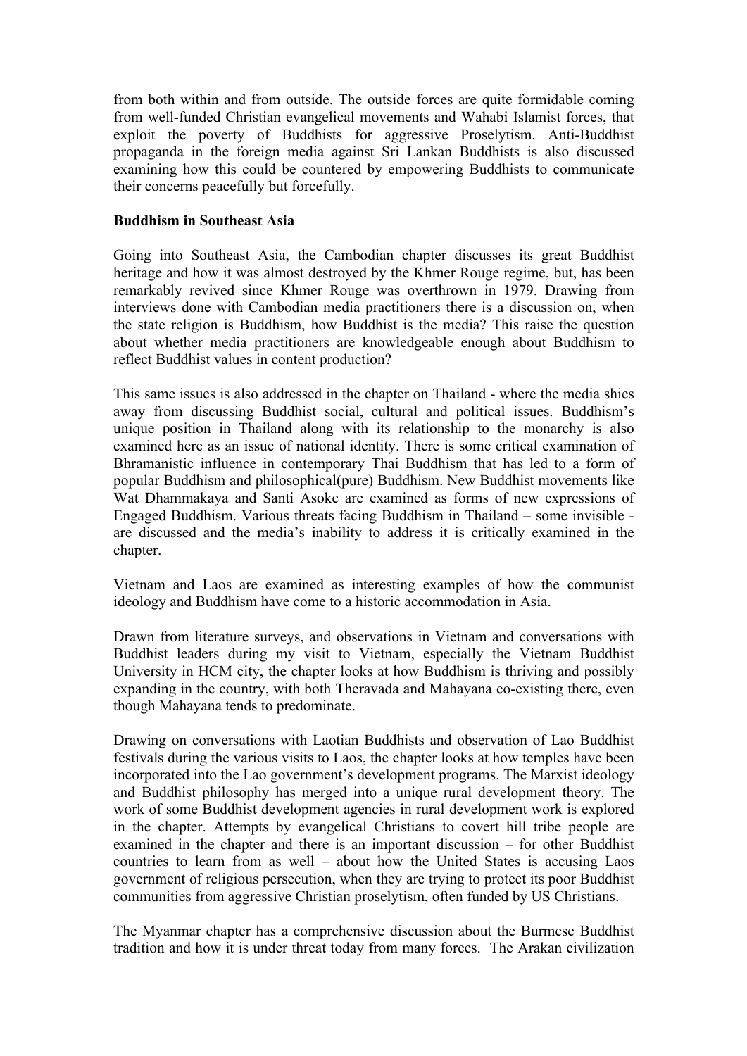from both within and from outside. The outside forces are quite formidable coming from well-funded Christian evangelical movements and Wahabi Islamist forces, that exploit the poverty of Buddhists for aggressive Proselytism. Anti-Buddhist propaganda in the foreign media against Sri Lankan Buddhists is also discussed examining how this could be countered by empowering Buddhists to communicate their concerns peacefully but forcefully.

**Buddhism in Southeast Asia**

Going into Southeast Asia, the Cambodian chapter discusses its great Buddhist heritage and how it was almost destroyed by the Khmer Rouge regime, but, has been remarkably revived since Khmer Rouge was overthrown in 1979. Drawing from interviews done with Cambodian media practitioners there is a discussion on, when the state religion is Buddhism, how Buddhist is the media? This raise the question about whether media practitioners are knowledgeable enough about Buddhism to reflect Buddhist values in content production?

This same issues is also addressed in the chapter on Thailand - where the media shies away from discussing Buddhist social, cultural and political issues. Buddhism's unique position in Thailand along with its relationship to the monarchy is also examined here as an issue of national identity. There is some critical examination of Bhramanistic influence in contemporary Thai Buddhism that has led to a form of popular Buddhism and philosophical(pure) Buddhism. New Buddhist movements like Wat Dhammakaya and Santi Asoke are examined as forms of new expressions of Engaged Buddhism. Various threats facing Buddhism in Thailand – some invisible - are discussed and the media's inability to address it is critically examined in the chapter.

Vietnam and Laos are examined as interesting examples of how the communist ideology and Buddhism have come to a historic accommodation in Asia.

Drawn from literature surveys, and observations in Vietnam and conversations with Buddhist leaders during my visit to Vietnam, especially the Vietnam Buddhist University in HCM city, the chapter looks at how Buddhism is thriving and possibly expanding in the country, with both Theravada and Mahayana co-existing there, even though Mahayana tends to predominate.

Drawing on conversations with Laotian Buddhists and observation of Lao Buddhist festivals during the various visits to Laos, the chapter looks at how temples have been incorporated into the Lao government's development programs. The Marxist ideology and Buddhist philosophy has merged into a unique rural development theory. The work of some Buddhist development agencies in rural development work is explored in the chapter. Attempts by evangelical Christians to covert hill tribe people are examined in the chapter and there is an important discussion – for other Buddhist countries to learn from as well – about how the United States is accusing Laos government of religious persecution, when they are trying to protect its poor Buddhist communities from aggressive Christian proselytism, often funded by US Christians.

The Myanmar chapter has a comprehensive discussion about the Burmese Buddhist tradition and how it is under threat today from many forces. The Arakan civilization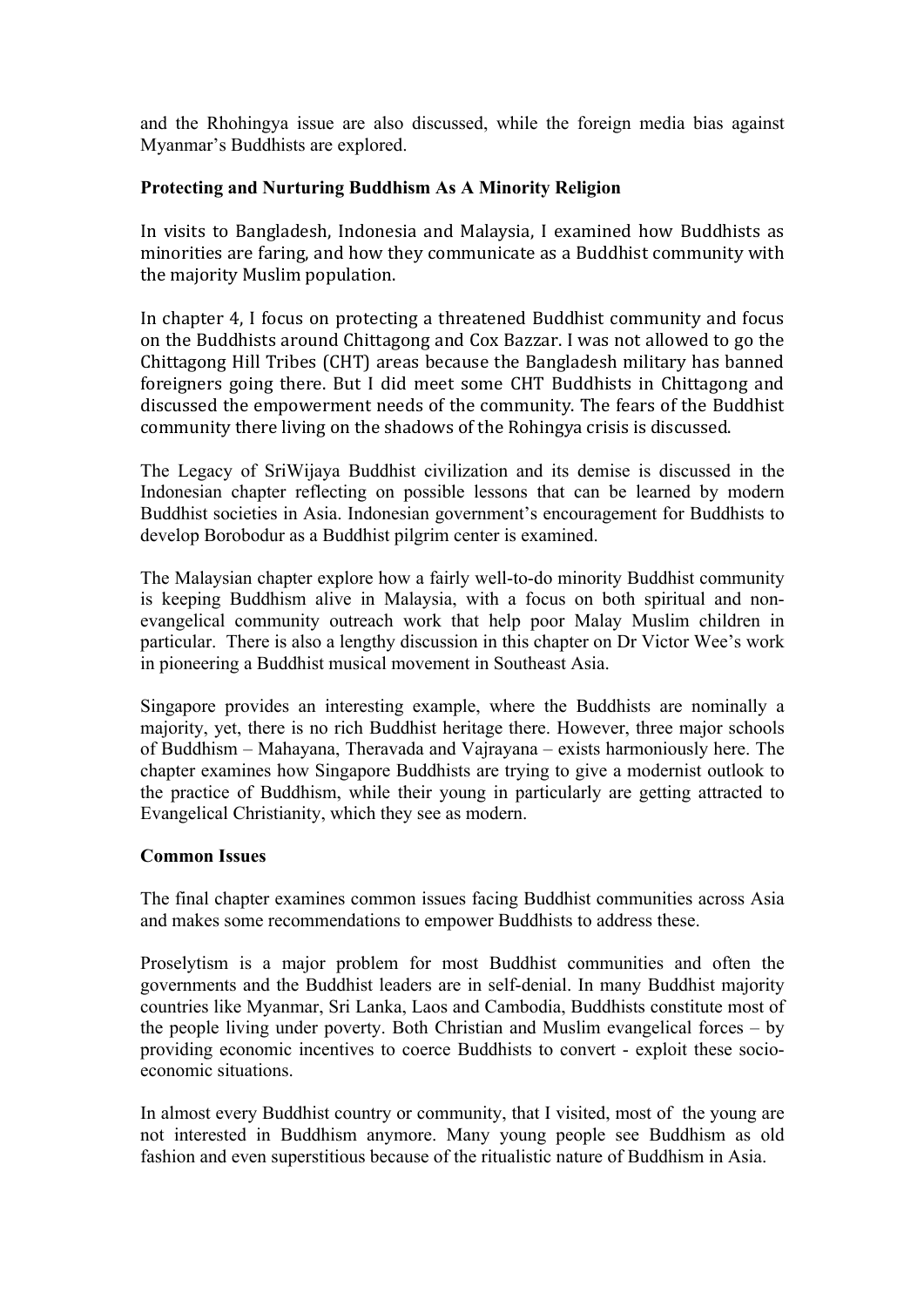and the Rhohingya issue are also discussed, while the foreign media bias against Myanmar's Buddhists are explored.

**Protecting and Nurturing Buddhism As A Minority Religion**

In visits to Bangladesh, Indonesia and Malaysia, I examined how Buddhists as minorities are faring, and how they communicate as a Buddhist community with the majority Muslim population.

In chapter 4, I focus on protecting a threatened Buddhist community and focus on the Buddhists around Chittagong and Cox Bazzar. I was not allowed to go the Chittagong Hill Tribes (CHT) areas because the Bangladesh military has banned foreigners going there. But I did meet some CHT Buddhists in Chittagong and discussed the empowerment needs of the community. The fears of the Buddhist community there living on the shadows of the Rohingya crisis is discussed.

The Legacy of SriWijaya Buddhist civilization and its demise is discussed in the Indonesian chapter reflecting on possible lessons that can be learned by modern Buddhist societies in Asia. Indonesian government's encouragement for Buddhists to develop Borobodur as a Buddhist pilgrim center is examined.

The Malaysian chapter explore how a fairly well-to-do minority Buddhist community is keeping Buddhism alive in Malaysia, with a focus on both spiritual and non-evangelical community outreach work that help poor Malay Muslim children in particular. There is also a lengthy discussion in this chapter on Dr Victor Wee's work in pioneering a Buddhist musical movement in Southeast Asia.

Singapore provides an interesting example, where the Buddhists are nominally a majority, yet, there is no rich Buddhist heritage there. However, three major schools of Buddhism – Mahayana, Theravada and Vajrayana – exists harmoniously here. The chapter examines how Singapore Buddhists are trying to give a modernist outlook to the practice of Buddhism, while their young in particularly are getting attracted to Evangelical Christianity, which they see as modern.

**Common Issues**

The final chapter examines common issues facing Buddhist communities across Asia and makes some recommendations to empower Buddhists to address these.

Proselytism is a major problem for most Buddhist communities and often the governments and the Buddhist leaders are in self-denial. In many Buddhist majority countries like Myanmar, Sri Lanka, Laos and Cambodia, Buddhists constitute most of the people living under poverty. Both Christian and Muslim evangelical forces – by providing economic incentives to coerce Buddhists to convert - exploit these socio-economic situations.

In almost every Buddhist country or community, that I visited, most of the young are not interested in Buddhism anymore. Many young people see Buddhism as old fashion and even superstitious because of the ritualistic nature of Buddhism in Asia.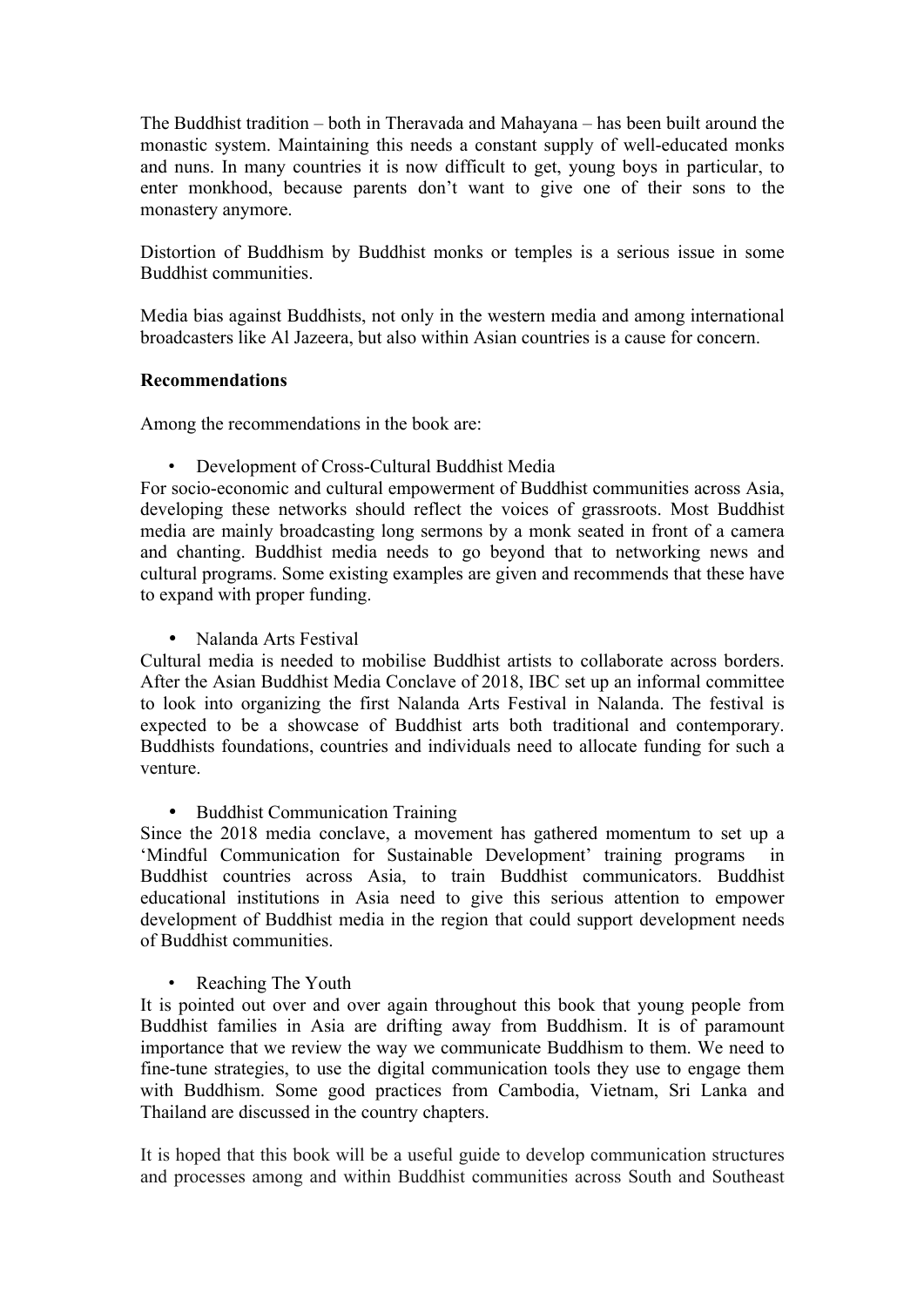The Buddhist tradition – both in Theravada and Mahayana – has been built around the monastic system. Maintaining this needs a constant supply of well-educated monks and nuns. In many countries it is now difficult to get, young boys in particular, to enter monkhood, because parents don't want to give one of their sons to the monastery anymore.

Distortion of Buddhism by Buddhist monks or temples is a serious issue in some Buddhist communities.

Media bias against Buddhists, not only in the western media and among international broadcasters like Al Jazeera, but also within Asian countries is a cause for concern.

**Recommendations**

Among the recommendations in the book are:

- Development of Cross-Cultural Buddhist Media

For socio-economic and cultural empowerment of Buddhist communities across Asia, developing these networks should reflect the voices of grassroots. Most Buddhist media are mainly broadcasting long sermons by a monk seated in front of a camera and chanting. Buddhist media needs to go beyond that to networking news and cultural programs. Some existing examples are given and recommends that these have to expand with proper funding.

- Nalanda Arts Festival

Cultural media is needed to mobilise Buddhist artists to collaborate across borders. After the Asian Buddhist Media Conclave of 2018, IBC set up an informal committee to look into organizing the first Nalanda Arts Festival in Nalanda. The festival is expected to be a showcase of Buddhist arts both traditional and contemporary. Buddhists foundations, countries and individuals need to allocate funding for such a venture.

- Buddhist Communication Training

Since the 2018 media conclave, a movement has gathered momentum to set up a 'Mindful Communication for Sustainable Development' training programs in Buddhist countries across Asia, to train Buddhist communicators. Buddhist educational institutions in Asia need to give this serious attention to empower development of Buddhist media in the region that could support development needs of Buddhist communities.

- Reaching The Youth

It is pointed out over and over again throughout this book that young people from Buddhist families in Asia are drifting away from Buddhism. It is of paramount importance that we review the way we communicate Buddhism to them. We need to fine-tune strategies, to use the digital communication tools they use to engage them with Buddhism. Some good practices from Cambodia, Vietnam, Sri Lanka and Thailand are discussed in the country chapters.

It is hoped that this book will be a useful guide to develop communication structures and processes among and within Buddhist communities across South and Southeast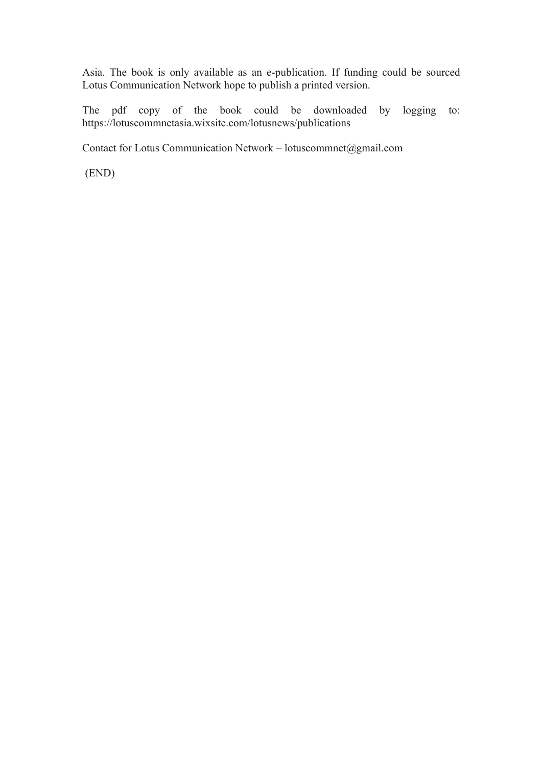Asia. The book is only available as an e-publication. If funding could be sourced Lotus Communication Network hope to publish a printed version.

The pdf copy of the book could be downloaded by logging to: https://lotuscommnetasia.wixsite.com/lotusnews/publications

Contact for Lotus Communication Network – lotuscommnet@gmail.com

(END)